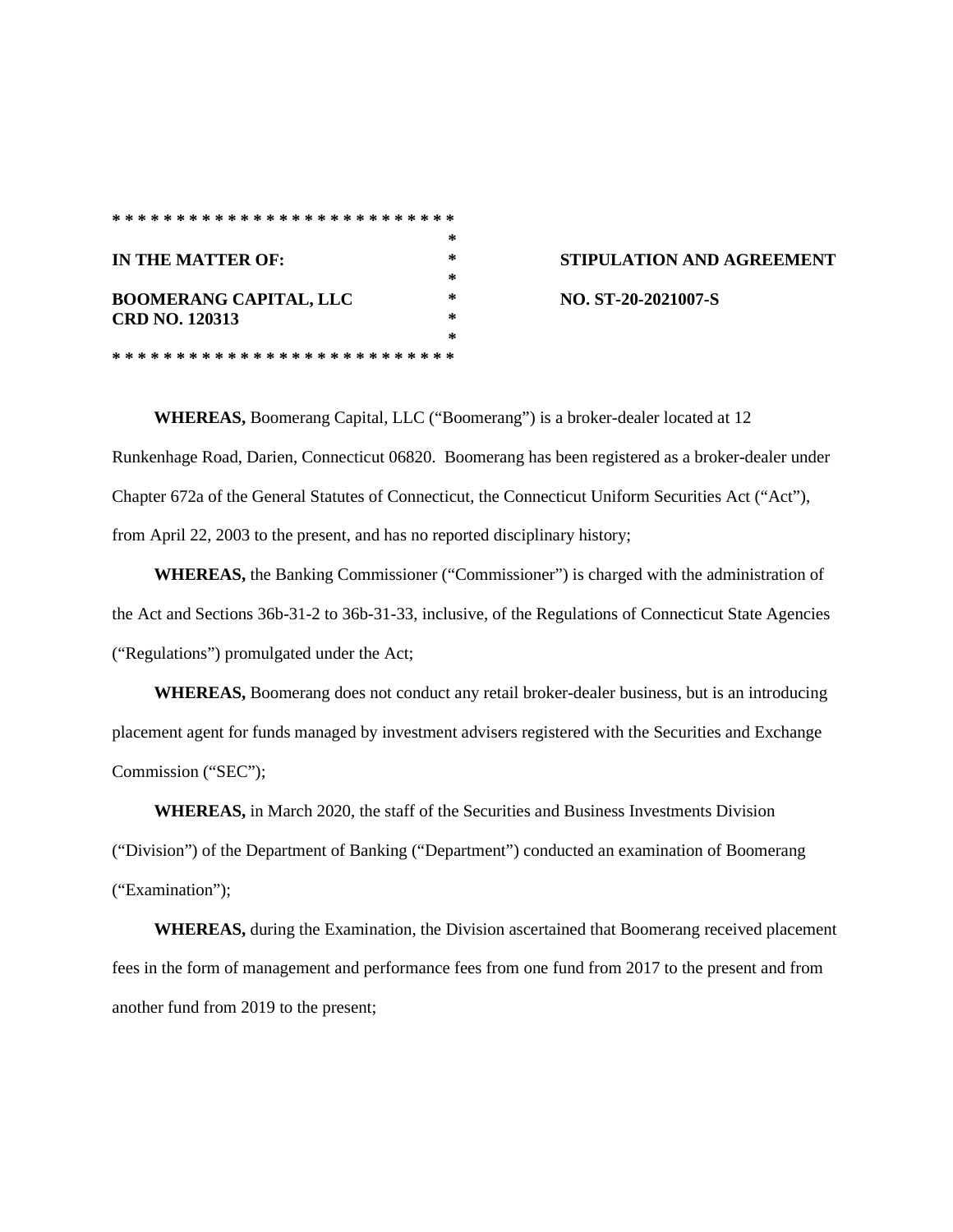```
* * * * * * * * * * * * * * * * * * * * * * * * * *
                                                  *
IN THE MATTER OF:                                 *
                                                  *
BOOMERANG CAPITAL, LLC                            *
CRD NO. 120313                                    *
                                                  *
* * * * * * * * * * * * * * * * * * * * * * * * * *
```

**STIPULATION AND AGREEMENT**

**NO. ST-20-2021007-S**

**WHEREAS,** Boomerang Capital, LLC ("Boomerang") is a broker-dealer located at 12 Runkenhage Road, Darien, Connecticut 06820. Boomerang has been registered as a broker-dealer under Chapter 672a of the General Statutes of Connecticut, the Connecticut Uniform Securities Act ("Act"), from April 22, 2003 to the present, and has no reported disciplinary history;

**WHEREAS,** the Banking Commissioner ("Commissioner") is charged with the administration of the Act and Sections 36b-31-2 to 36b-31-33, inclusive, of the Regulations of Connecticut State Agencies ("Regulations") promulgated under the Act;

**WHEREAS,** Boomerang does not conduct any retail broker-dealer business, but is an introducing placement agent for funds managed by investment advisers registered with the Securities and Exchange Commission ("SEC");

**WHEREAS,** in March 2020, the staff of the Securities and Business Investments Division ("Division") of the Department of Banking ("Department") conducted an examination of Boomerang ("Examination");

**WHEREAS,** during the Examination, the Division ascertained that Boomerang received placement fees in the form of management and performance fees from one fund from 2017 to the present and from another fund from 2019 to the present;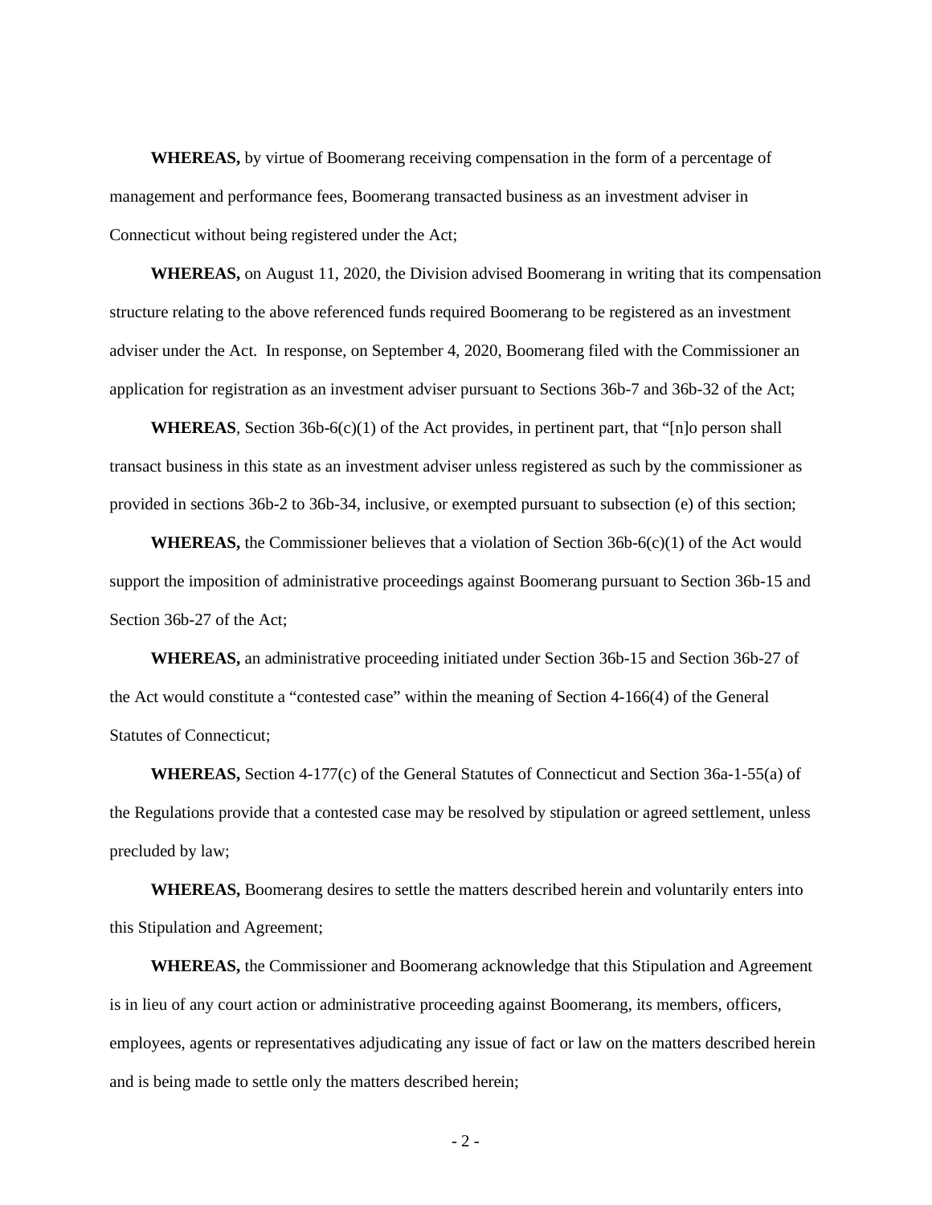**WHEREAS,** by virtue of Boomerang receiving compensation in the form of a percentage of management and performance fees, Boomerang transacted business as an investment adviser in Connecticut without being registered under the Act;

**WHEREAS,** on August 11, 2020, the Division advised Boomerang in writing that its compensation structure relating to the above referenced funds required Boomerang to be registered as an investment adviser under the Act. In response, on September 4, 2020, Boomerang filed with the Commissioner an application for registration as an investment adviser pursuant to Sections 36b-7 and 36b-32 of the Act;

**WHEREAS**, Section 36b-6(c)(1) of the Act provides, in pertinent part, that "[n]o person shall transact business in this state as an investment adviser unless registered as such by the commissioner as provided in sections 36b-2 to 36b-34, inclusive, or exempted pursuant to subsection (e) of this section;

**WHEREAS,** the Commissioner believes that a violation of Section 36b-6(c)(1) of the Act would support the imposition of administrative proceedings against Boomerang pursuant to Section 36b-15 and Section 36b-27 of the Act;

**WHEREAS,** an administrative proceeding initiated under Section 36b-15 and Section 36b-27 of the Act would constitute a "contested case" within the meaning of Section 4-166(4) of the General Statutes of Connecticut;

**WHEREAS,** Section 4-177(c) of the General Statutes of Connecticut and Section 36a-1-55(a) of the Regulations provide that a contested case may be resolved by stipulation or agreed settlement, unless precluded by law;

**WHEREAS,** Boomerang desires to settle the matters described herein and voluntarily enters into this Stipulation and Agreement;

**WHEREAS,** the Commissioner and Boomerang acknowledge that this Stipulation and Agreement is in lieu of any court action or administrative proceeding against Boomerang, its members, officers, employees, agents or representatives adjudicating any issue of fact or law on the matters described herein and is being made to settle only the matters described herein;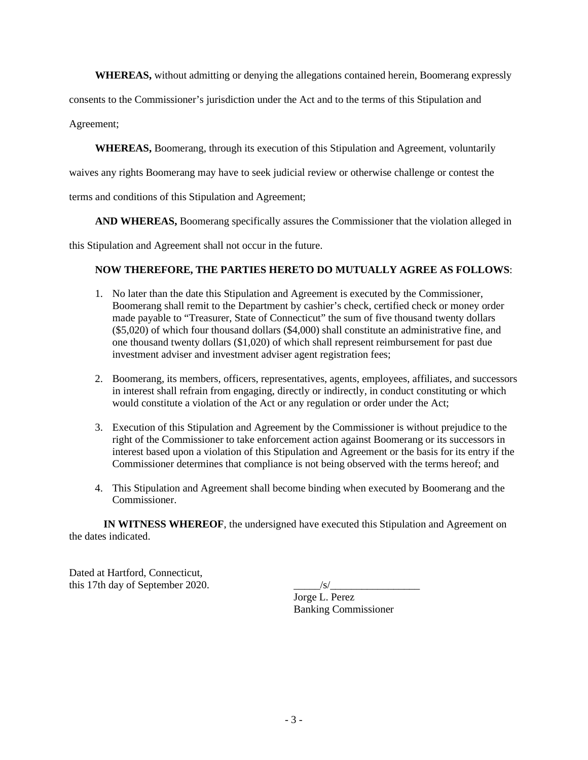**WHEREAS,** without admitting or denying the allegations contained herein, Boomerang expressly consents to the Commissioner's jurisdiction under the Act and to the terms of this Stipulation and Agreement;

**WHEREAS,** Boomerang, through its execution of this Stipulation and Agreement, voluntarily waives any rights Boomerang may have to seek judicial review or otherwise challenge or contest the terms and conditions of this Stipulation and Agreement;

**AND WHEREAS,** Boomerang specifically assures the Commissioner that the violation alleged in this Stipulation and Agreement shall not occur in the future.

**NOW THEREFORE, THE PARTIES HERETO DO MUTUALLY AGREE AS FOLLOWS**:

1. No later than the date this Stipulation and Agreement is executed by the Commissioner, Boomerang shall remit to the Department by cashier's check, certified check or money order made payable to "Treasurer, State of Connecticut" the sum of five thousand twenty dollars ($5,020) of which four thousand dollars ($4,000) shall constitute an administrative fine, and one thousand twenty dollars ($1,020) of which shall represent reimbursement for past due investment adviser and investment adviser agent registration fees;

2. Boomerang, its members, officers, representatives, agents, employees, affiliates, and successors in interest shall refrain from engaging, directly or indirectly, in conduct constituting or which would constitute a violation of the Act or any regulation or order under the Act;

3. Execution of this Stipulation and Agreement by the Commissioner is without prejudice to the right of the Commissioner to take enforcement action against Boomerang or its successors in interest based upon a violation of this Stipulation and Agreement or the basis for its entry if the Commissioner determines that compliance is not being observed with the terms hereof; and

4. This Stipulation and Agreement shall become binding when executed by Boomerang and the Commissioner.

**IN WITNESS WHEREOF**, the undersigned have executed this Stipulation and Agreement on the dates indicated.

Dated at Hartford, Connecticut,
this 17th day of September 2020.

_____/s/_________________
Jorge L. Perez
Banking Commissioner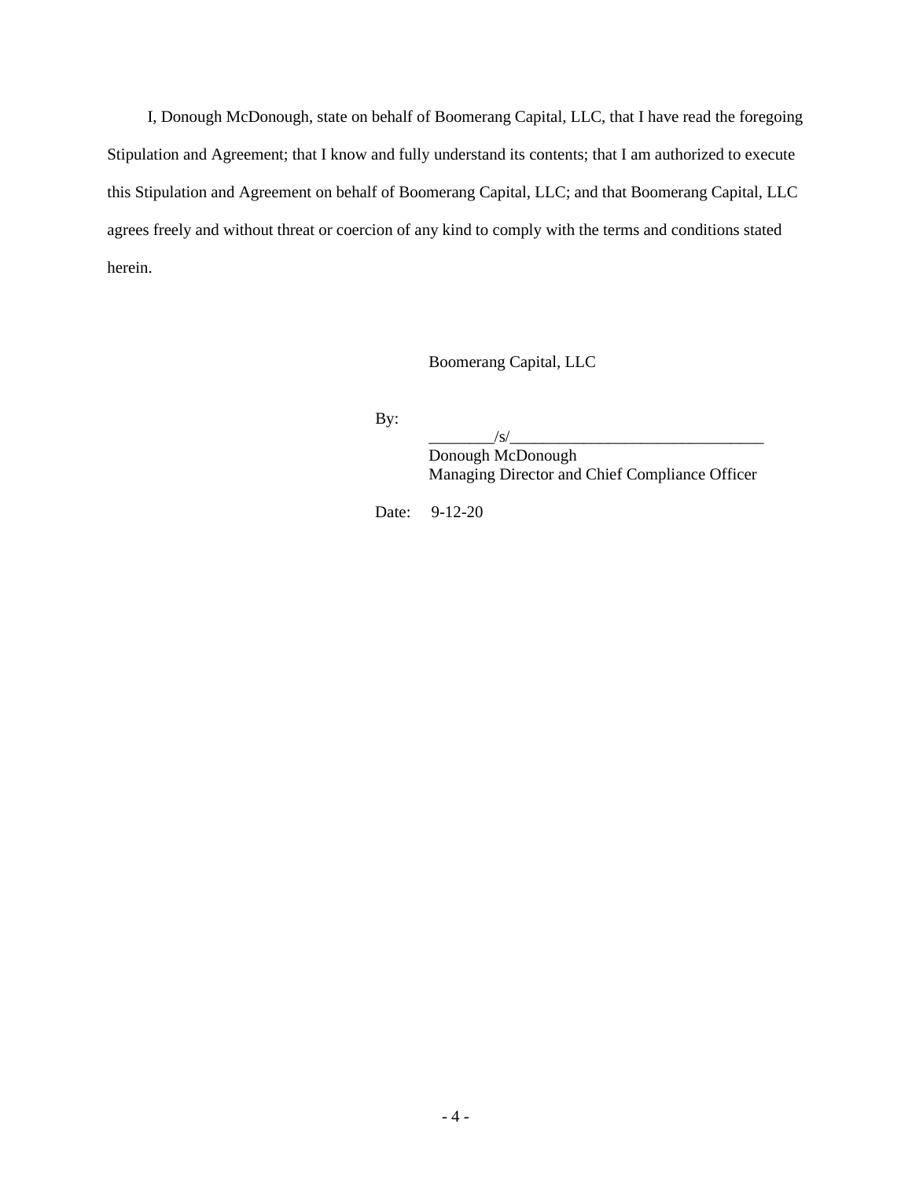I, Donough McDonough, state on behalf of Boomerang Capital, LLC, that I have read the foregoing Stipulation and Agreement; that I know and fully understand its contents; that I am authorized to execute this Stipulation and Agreement on behalf of Boomerang Capital, LLC; and that Boomerang Capital, LLC agrees freely and without threat or coercion of any kind to comply with the terms and conditions stated herein.

Boomerang Capital, LLC

By:

________/s/_______________________________
Donough McDonough
Managing Director and Chief Compliance Officer

Date: 9-12-20